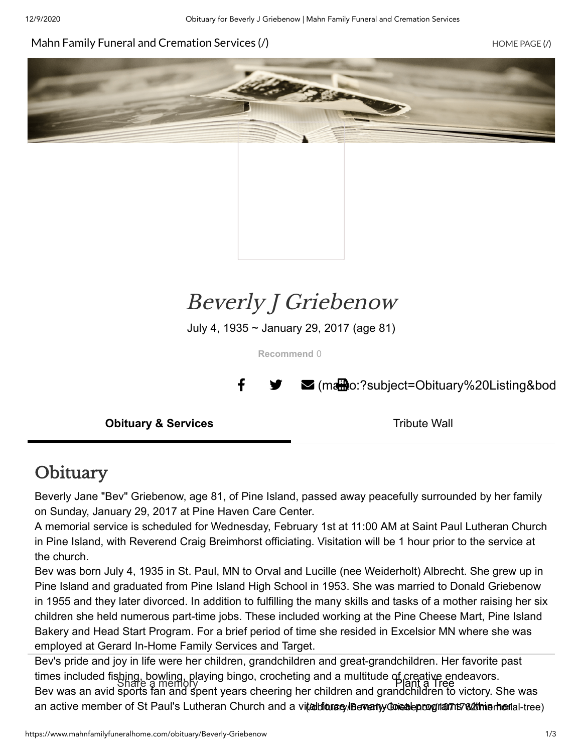Mahn Family Funeral and Cremation Services (/)

HOME PAGE (/)

# Beverly J Griebenow

July 4, 1935 ~ January 29, 2017 (age 81)

**Recommend** 0

(mailto:?subject=Obituary%20Listing&bod

**Obituary & Services** | Tribute Wall

## Obituary

Beverly Jane "Bev" Griebenow, age 81, of Pine Island, passed away peacefully surrounded by her family on Sunday, January 29, 2017 at Pine Haven Care Center.

A memorial service is scheduled for Wednesday, February 1st at 11:00 AM at Saint Paul Lutheran Church in Pine Island, with Reverend Craig Breimhorst officiating. Visitation will be 1 hour prior to the service at the church.

Bev was born July 4, 1935 in St. Paul, MN to Orval and Lucille (nee Weiderholt) Albrecht. She grew up in Pine Island and graduated from Pine Island High School in 1953. She was married to Donald Griebenow in 1955 and they later divorced. In addition to fulfilling the many skills and tasks of a mother raising her six children she held numerous part-time jobs. These included working at the Pine Cheese Mart, Pine Island Bakery and Head Start Program. For a brief period of time she resided in Excelsior MN where she was employed at Gerard In-Home Family Services and Target.

Bev's pride and joy in life were her children, grandchildren and great-grandchildren. Her favorite past times included fishing, bowling, playing bingo, crocheting and a multitude of creative endeavors.

Bev was an avid sports fan and spent years cheering her children and grandchildren to victory. She was an active member of St Paul's Lutheran Church and a vital force in many local programs within her

Share a memory

Plant a Tree (/obituary/Beverly-Griebenow/?modal=memorial-tree)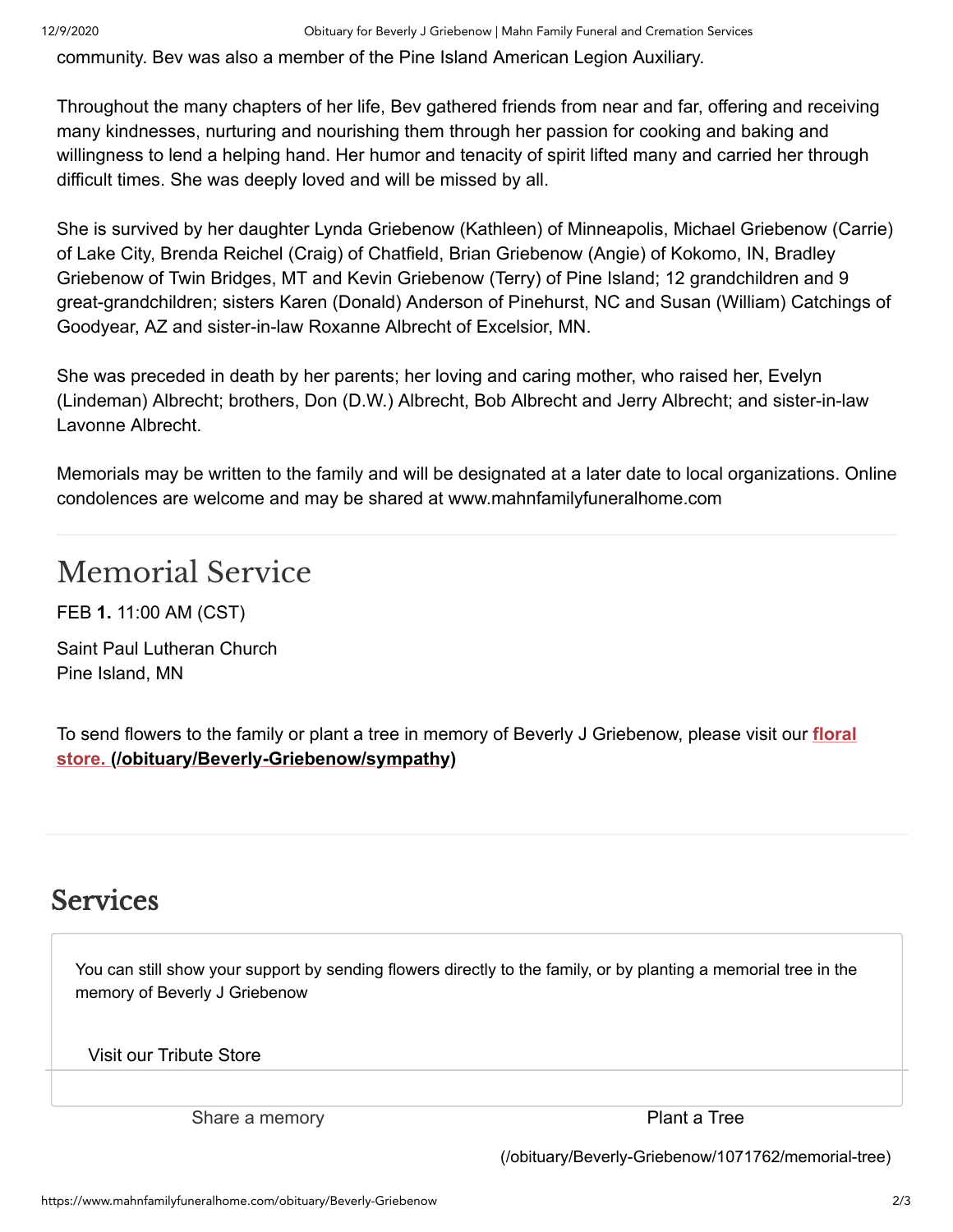community. Bev was also a member of the Pine Island American Legion Auxiliary.

Throughout the many chapters of her life, Bev gathered friends from near and far, offering and receiving many kindnesses, nurturing and nourishing them through her passion for cooking and baking and willingness to lend a helping hand. Her humor and tenacity of spirit lifted many and carried her through difficult times. She was deeply loved and will be missed by all.

She is survived by her daughter Lynda Griebenow (Kathleen) of Minneapolis, Michael Griebenow (Carrie) of Lake City, Brenda Reichel (Craig) of Chatfield, Brian Griebenow (Angie) of Kokomo, IN, Bradley Griebenow of Twin Bridges, MT and Kevin Griebenow (Terry) of Pine Island; 12 grandchildren and 9 great-grandchildren; sisters Karen (Donald) Anderson of Pinehurst, NC and Susan (William) Catchings of Goodyear, AZ and sister-in-law Roxanne Albrecht of Excelsior, MN.

She was preceded in death by her parents; her loving and caring mother, who raised her, Evelyn (Lindeman) Albrecht; brothers, Don (D.W.) Albrecht, Bob Albrecht and Jerry Albrecht; and sister-in-law Lavonne Albrecht.

Memorials may be written to the family and will be designated at a later date to local organizations. Online condolences are welcome and may be shared at www.mahnfamilyfuneralhome.com

## Memorial Service

FEB **1.** 11:00 AM (CST)

Saint Paul Lutheran Church
Pine Island, MN

To send flowers to the family or plant a tree in memory of Beverly J Griebenow, please visit our **floral store. (/obituary/Beverly-Griebenow/sympathy)**

## Services

You can still show your support by sending flowers directly to the family, or by planting a memorial tree in the memory of Beverly J Griebenow

Visit our Tribute Store

Share a memory

Plant a Tree

(/obituary/Beverly-Griebenow/1071762/memorial-tree)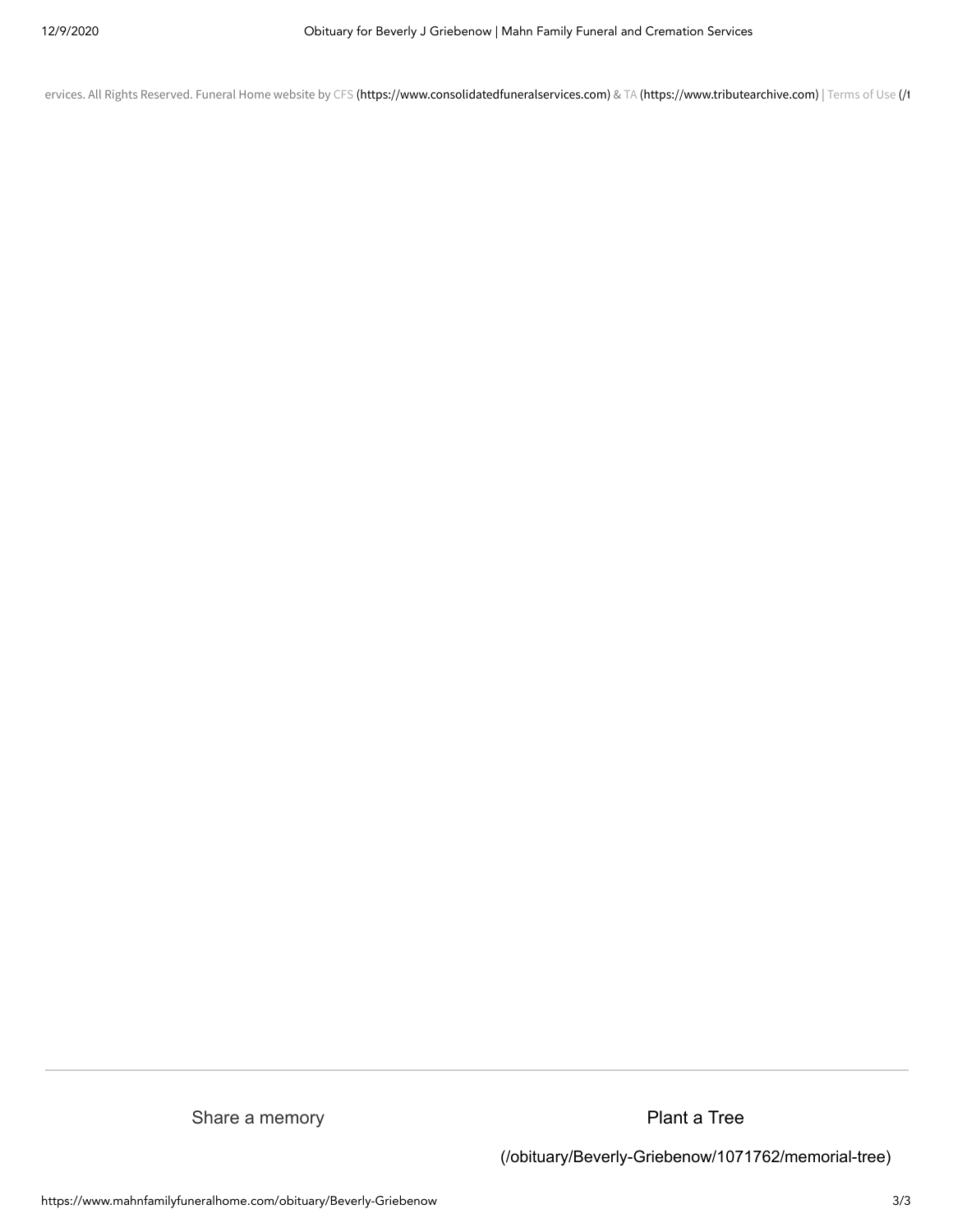ervices. All Rights Reserved. Funeral Home website by CFS (https://www.consolidatedfuneralservices.com) & TA (https://www.tributearchive.com) | Terms of Use (/t

Share a memory

Plant a Tree

(/obituary/Beverly-Griebenow/1071762/memorial-tree)